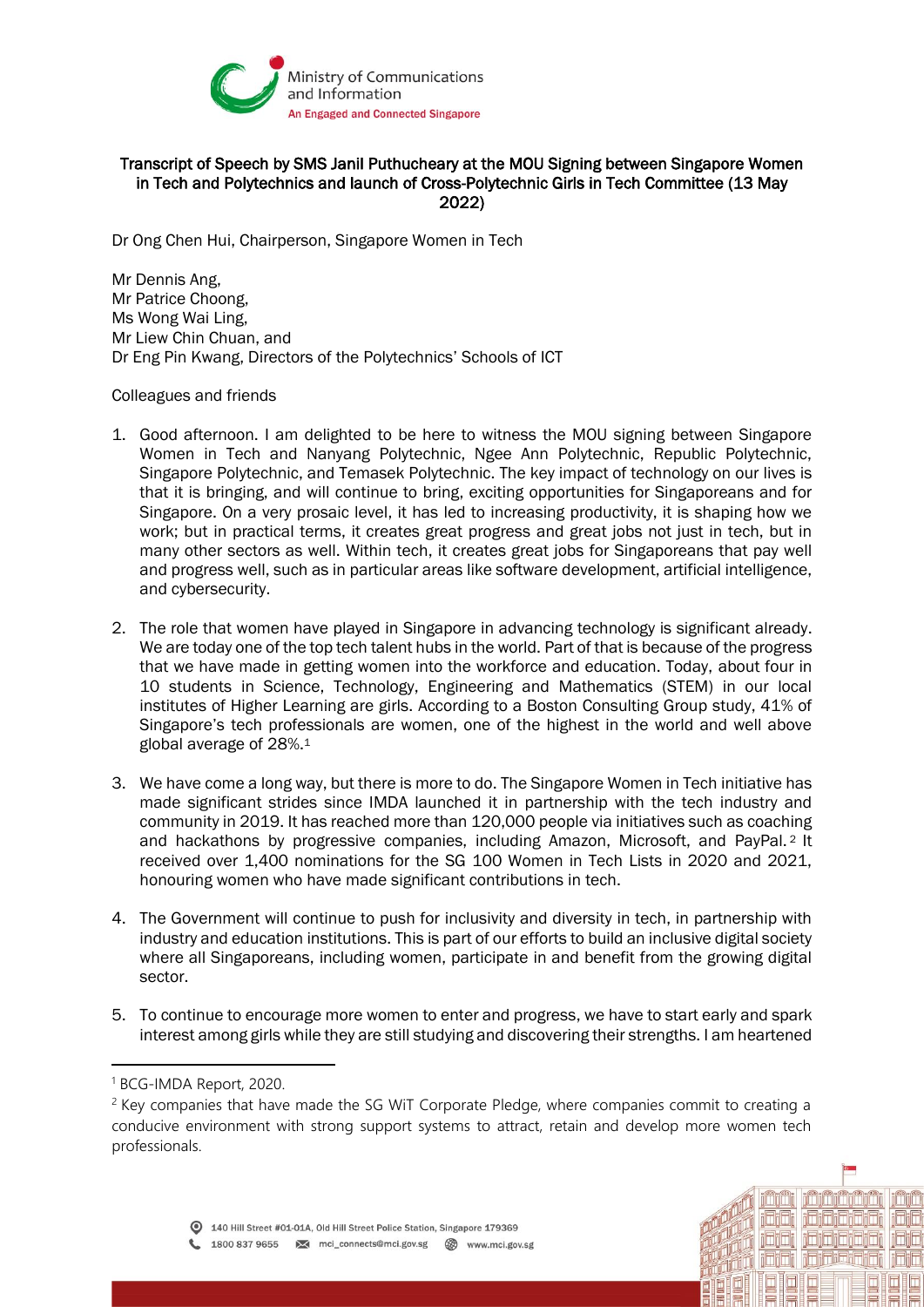# Transcript of Speech by SMS Janil Puthucheary at the MOU Signing between Singapore Women in Tech and Polytechnics and launch of Cross-Polytechnic Girls in Tech Committee (13 May 2022)

Dr Ong Chen Hui, Chairperson, Singapore Women in Tech

Mr Dennis Ang,
Mr Patrice Choong,
Ms Wong Wai Ling,
Mr Liew Chin Chuan, and
Dr Eng Pin Kwang, Directors of the Polytechnics' Schools of ICT

Colleagues and friends

1. Good afternoon. I am delighted to be here to witness the MOU signing between Singapore Women in Tech and Nanyang Polytechnic, Ngee Ann Polytechnic, Republic Polytechnic, Singapore Polytechnic, and Temasek Polytechnic. The key impact of technology on our lives is that it is bringing, and will continue to bring, exciting opportunities for Singaporeans and for Singapore. On a very prosaic level, it has led to increasing productivity, it is shaping how we work; but in practical terms, it creates great progress and great jobs not just in tech, but in many other sectors as well. Within tech, it creates great jobs for Singaporeans that pay well and progress well, such as in particular areas like software development, artificial intelligence, and cybersecurity.

2. The role that women have played in Singapore in advancing technology is significant already. We are today one of the top tech talent hubs in the world. Part of that is because of the progress that we have made in getting women into the workforce and education. Today, about four in 10 students in Science, Technology, Engineering and Mathematics (STEM) in our local institutes of Higher Learning are girls. According to a Boston Consulting Group study, 41% of Singapore's tech professionals are women, one of the highest in the world and well above global average of 28%.[1]

3. We have come a long way, but there is more to do. The Singapore Women in Tech initiative has made significant strides since IMDA launched it in partnership with the tech industry and community in 2019. It has reached more than 120,000 people via initiatives such as coaching and hackathons by progressive companies, including Amazon, Microsoft, and PayPal.[2] It received over 1,400 nominations for the SG 100 Women in Tech Lists in 2020 and 2021, honouring women who have made significant contributions in tech.

4. The Government will continue to push for inclusivity and diversity in tech, in partnership with industry and education institutions. This is part of our efforts to build an inclusive digital society where all Singaporeans, including women, participate in and benefit from the growing digital sector.

5. To continue to encourage more women to enter and progress, we have to start early and spark interest among girls while they are still studying and discovering their strengths. I am heartened

---

[1] BCG-IMDA Report, 2020.

[2] Key companies that have made the SG WiT Corporate Pledge, where companies commit to creating a conducive environment with strong support systems to attract, retain and develop more women tech professionals.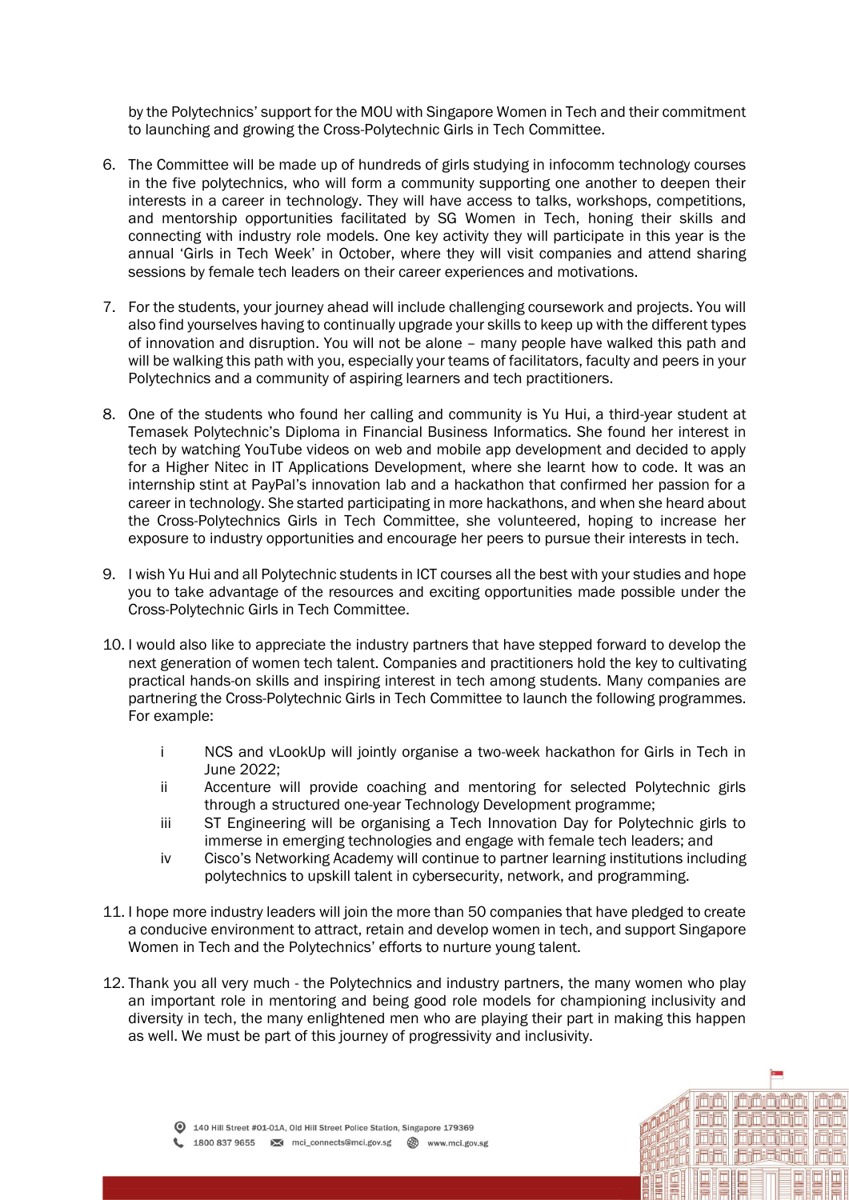by the Polytechnics' support for the MOU with Singapore Women in Tech and their commitment to launching and growing the Cross-Polytechnic Girls in Tech Committee.

6. The Committee will be made up of hundreds of girls studying in infocomm technology courses in the five polytechnics, who will form a community supporting one another to deepen their interests in a career in technology. They will have access to talks, workshops, competitions, and mentorship opportunities facilitated by SG Women in Tech, honing their skills and connecting with industry role models. One key activity they will participate in this year is the annual 'Girls in Tech Week' in October, where they will visit companies and attend sharing sessions by female tech leaders on their career experiences and motivations.

7. For the students, your journey ahead will include challenging coursework and projects. You will also find yourselves having to continually upgrade your skills to keep up with the different types of innovation and disruption. You will not be alone – many people have walked this path and will be walking this path with you, especially your teams of facilitators, faculty and peers in your Polytechnics and a community of aspiring learners and tech practitioners.

8. One of the students who found her calling and community is Yu Hui, a third-year student at Temasek Polytechnic's Diploma in Financial Business Informatics. She found her interest in tech by watching YouTube videos on web and mobile app development and decided to apply for a Higher Nitec in IT Applications Development, where she learnt how to code. It was an internship stint at PayPal's innovation lab and a hackathon that confirmed her passion for a career in technology. She started participating in more hackathons, and when she heard about the Cross-Polytechnics Girls in Tech Committee, she volunteered, hoping to increase her exposure to industry opportunities and encourage her peers to pursue their interests in tech.

9. I wish Yu Hui and all Polytechnic students in ICT courses all the best with your studies and hope you to take advantage of the resources and exciting opportunities made possible under the Cross-Polytechnic Girls in Tech Committee.

10. I would also like to appreciate the industry partners that have stepped forward to develop the next generation of women tech talent. Companies and practitioners hold the key to cultivating practical hands-on skills and inspiring interest in tech among students. Many companies are partnering the Cross-Polytechnic Girls in Tech Committee to launch the following programmes. For example:

    i. NCS and vLookUp will jointly organise a two-week hackathon for Girls in Tech in June 2022;
    
    ii. Accenture will provide coaching and mentoring for selected Polytechnic girls through a structured one-year Technology Development programme;
    
    iii. ST Engineering will be organising a Tech Innovation Day for Polytechnic girls to immerse in emerging technologies and engage with female tech leaders; and
    
    iv. Cisco's Networking Academy will continue to partner learning institutions including polytechnics to upskill talent in cybersecurity, network, and programming.

11. I hope more industry leaders will join the more than 50 companies that have pledged to create a conducive environment to attract, retain and develop women in tech, and support Singapore Women in Tech and the Polytechnics' efforts to nurture young talent.

12. Thank you all very much - the Polytechnics and industry partners, the many women who play an important role in mentoring and being good role models for championing inclusivity and diversity in tech, the many enlightened men who are playing their part in making this happen as well. We must be part of this journey of progressivity and inclusivity.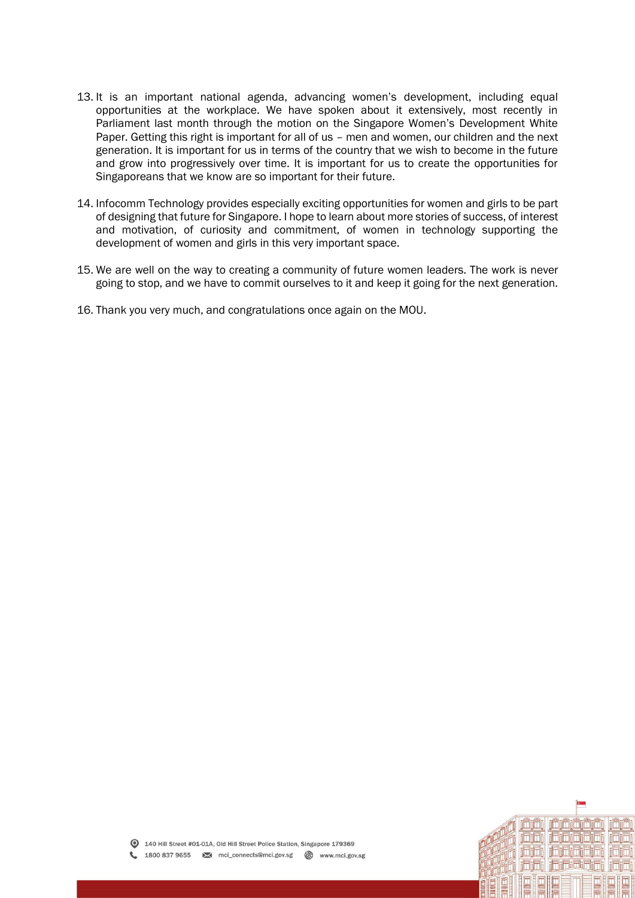13. It is an important national agenda, advancing women's development, including equal opportunities at the workplace. We have spoken about it extensively, most recently in Parliament last month through the motion on the Singapore Women's Development White Paper. Getting this right is important for all of us – men and women, our children and the next generation. It is important for us in terms of the country that we wish to become in the future and grow into progressively over time. It is important for us to create the opportunities for Singaporeans that we know are so important for their future.

14. Infocomm Technology provides especially exciting opportunities for women and girls to be part of designing that future for Singapore. I hope to learn about more stories of success, of interest and motivation, of curiosity and commitment, of women in technology supporting the development of women and girls in this very important space.

15. We are well on the way to creating a community of future women leaders. The work is never going to stop, and we have to commit ourselves to it and keep it going for the next generation.

16. Thank you very much, and congratulations once again on the MOU.